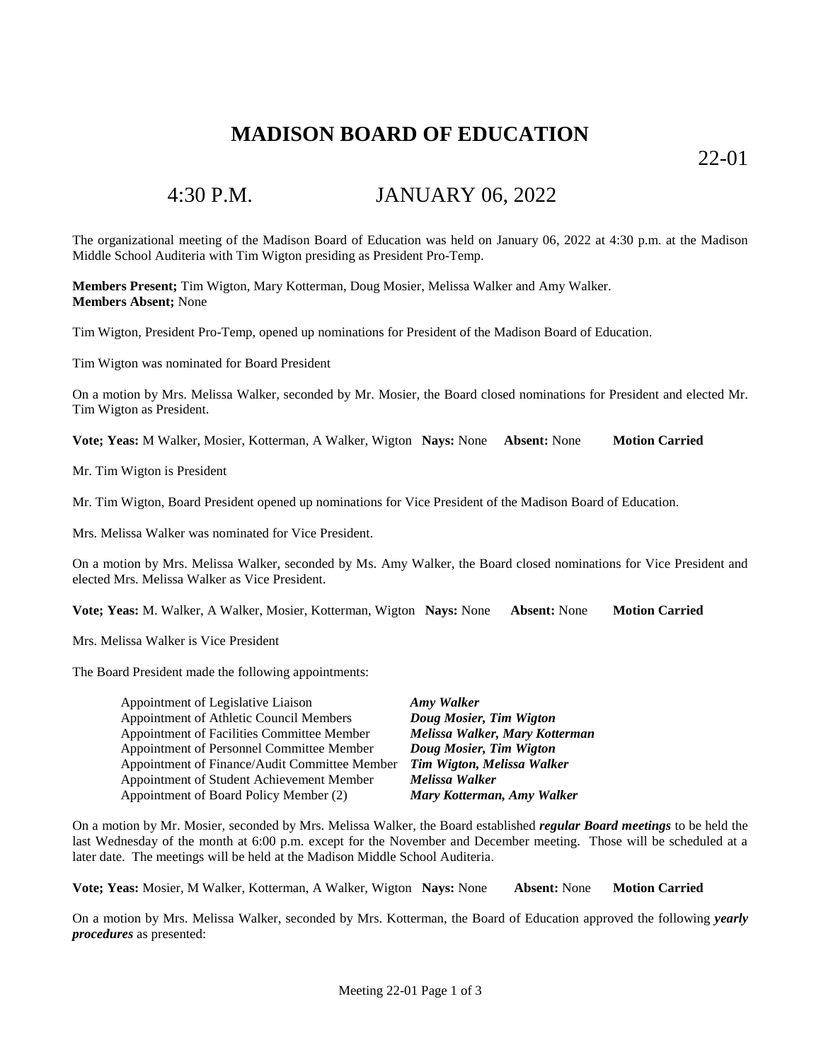# MADISON BOARD OF EDUCATION

22-01

## 4:30 P.M. JANUARY 06, 2022

The organizational meeting of the Madison Board of Education was held on January 06, 2022 at 4:30 p.m. at the Madison Middle School Auditeria with Tim Wigton presiding as President Pro-Temp.

**Members Present;** Tim Wigton, Mary Kotterman, Doug Mosier, Melissa Walker and Amy Walker.
**Members Absent;** None

Tim Wigton, President Pro-Temp, opened up nominations for President of the Madison Board of Education.

Tim Wigton was nominated for Board President

On a motion by Mrs. Melissa Walker, seconded by Mr. Mosier, the Board closed nominations for President and elected Mr. Tim Wigton as President.

**Vote; Yeas:** M Walker, Mosier, Kotterman, A Walker, Wigton **Nays:** None **Absent:** None **Motion Carried**

Mr. Tim Wigton is President

Mr. Tim Wigton, Board President opened up nominations for Vice President of the Madison Board of Education.

Mrs. Melissa Walker was nominated for Vice President.

On a motion by Mrs. Melissa Walker, seconded by Ms. Amy Walker, the Board closed nominations for Vice President and elected Mrs. Melissa Walker as Vice President.

**Vote; Yeas:** M. Walker, A Walker, Mosier, Kotterman, Wigton **Nays:** None **Absent:** None **Motion Carried**

Mrs. Melissa Walker is Vice President

The Board President made the following appointments:

| | |
|---|---|
| Appointment of Legislative Liaison | ***Amy Walker*** |
| Appointment of Athletic Council Members | ***Doug Mosier, Tim Wigton*** |
| Appointment of Facilities Committee Member | ***Melissa Walker, Mary Kotterman*** |
| Appointment of Personnel Committee Member | ***Doug Mosier, Tim Wigton*** |
| Appointment of Finance/Audit Committee Member | ***Tim Wigton, Melissa Walker*** |
| Appointment of Student Achievement Member | ***Melissa Walker*** |
| Appointment of Board Policy Member (2) | ***Mary Kotterman, Amy Walker*** |

On a motion by Mr. Mosier, seconded by Mrs. Melissa Walker, the Board established ***regular Board meetings*** to be held the last Wednesday of the month at 6:00 p.m. except for the November and December meeting. Those will be scheduled at a later date. The meetings will be held at the Madison Middle School Auditeria.

**Vote; Yeas:** Mosier, M Walker, Kotterman, A Walker, Wigton **Nays:** None **Absent:** None **Motion Carried**

On a motion by Mrs. Melissa Walker, seconded by Mrs. Kotterman, the Board of Education approved the following ***yearly procedures*** as presented: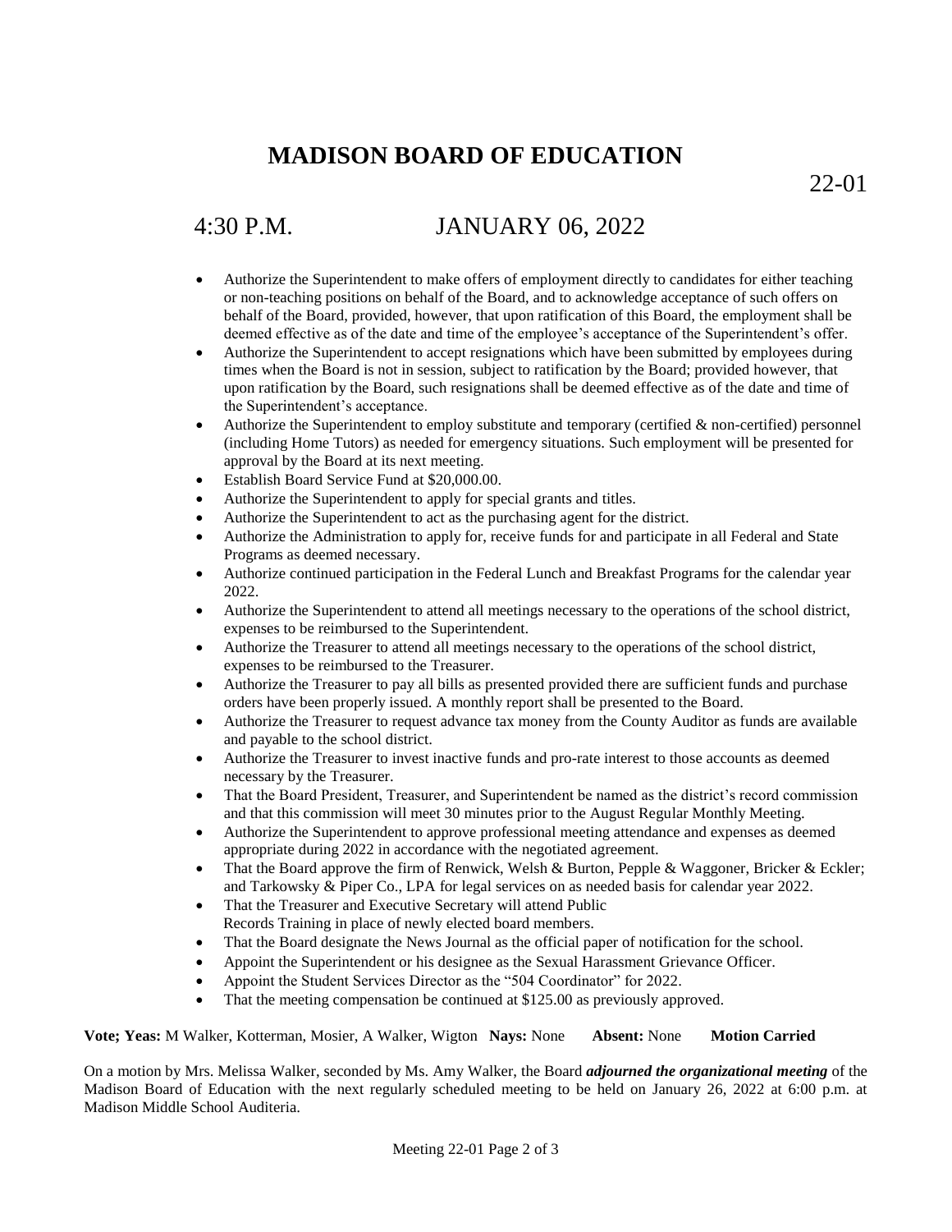# MADISON BOARD OF EDUCATION

22-01

4:30 P.M. JANUARY 06, 2022

- Authorize the Superintendent to make offers of employment directly to candidates for either teaching or non-teaching positions on behalf of the Board, and to acknowledge acceptance of such offers on behalf of the Board, provided, however, that upon ratification of this Board, the employment shall be deemed effective as of the date and time of the employee's acceptance of the Superintendent's offer.
- Authorize the Superintendent to accept resignations which have been submitted by employees during times when the Board is not in session, subject to ratification by the Board; provided however, that upon ratification by the Board, such resignations shall be deemed effective as of the date and time of the Superintendent's acceptance.
- Authorize the Superintendent to employ substitute and temporary (certified & non-certified) personnel (including Home Tutors) as needed for emergency situations. Such employment will be presented for approval by the Board at its next meeting.
- Establish Board Service Fund at $20,000.00.
- Authorize the Superintendent to apply for special grants and titles.
- Authorize the Superintendent to act as the purchasing agent for the district.
- Authorize the Administration to apply for, receive funds for and participate in all Federal and State Programs as deemed necessary.
- Authorize continued participation in the Federal Lunch and Breakfast Programs for the calendar year 2022.
- Authorize the Superintendent to attend all meetings necessary to the operations of the school district, expenses to be reimbursed to the Superintendent.
- Authorize the Treasurer to attend all meetings necessary to the operations of the school district, expenses to be reimbursed to the Treasurer.
- Authorize the Treasurer to pay all bills as presented provided there are sufficient funds and purchase orders have been properly issued. A monthly report shall be presented to the Board.
- Authorize the Treasurer to request advance tax money from the County Auditor as funds are available and payable to the school district.
- Authorize the Treasurer to invest inactive funds and pro-rate interest to those accounts as deemed necessary by the Treasurer.
- That the Board President, Treasurer, and Superintendent be named as the district's record commission and that this commission will meet 30 minutes prior to the August Regular Monthly Meeting.
- Authorize the Superintendent to approve professional meeting attendance and expenses as deemed appropriate during 2022 in accordance with the negotiated agreement.
- That the Board approve the firm of Renwick, Welsh & Burton, Pepple & Waggoner, Bricker & Eckler; and Tarkowsky & Piper Co., LPA for legal services on as needed basis for calendar year 2022.
- That the Treasurer and Executive Secretary will attend Public Records Training in place of newly elected board members.
- That the Board designate the News Journal as the official paper of notification for the school.
- Appoint the Superintendent or his designee as the Sexual Harassment Grievance Officer.
- Appoint the Student Services Director as the "504 Coordinator" for 2022.
- That the meeting compensation be continued at $125.00 as previously approved.

**Vote; Yeas:** M Walker, Kotterman, Mosier, A Walker, Wigton **Nays:** None **Absent:** None **Motion Carried**

On a motion by Mrs. Melissa Walker, seconded by Ms. Amy Walker, the Board ***adjourned the organizational meeting*** of the Madison Board of Education with the next regularly scheduled meeting to be held on January 26, 2022 at 6:00 p.m. at Madison Middle School Auditeria.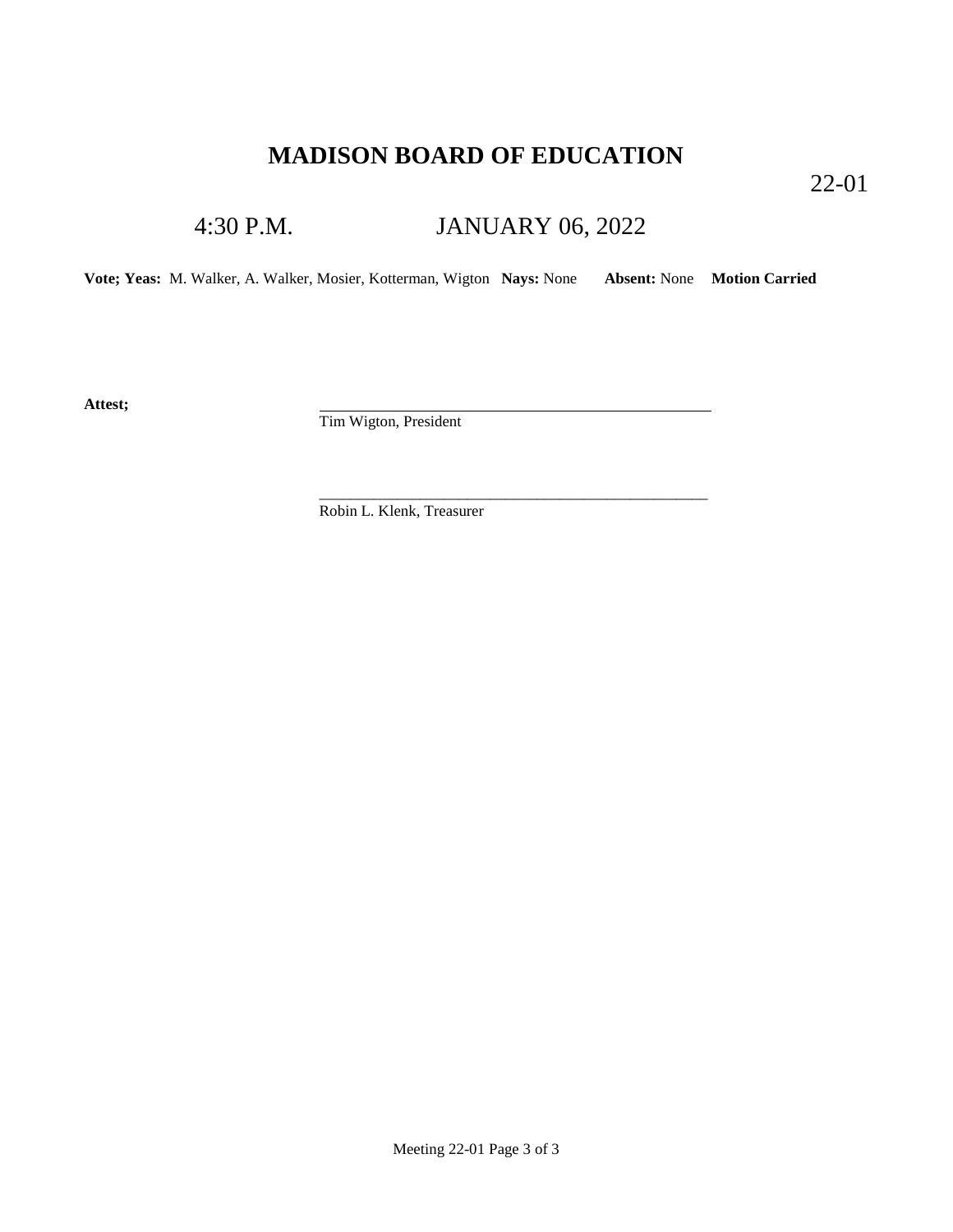# MADISON BOARD OF EDUCATION

22-01

4:30 P.M. JANUARY 06, 2022

**Vote; Yeas:** M. Walker, A. Walker, Mosier, Kotterman, Wigton **Nays:** None **Absent:** None **Motion Carried**

**Attest;**

\_\_\_\_\_\_\_\_\_\_\_\_\_\_\_\_\_\_\_\_\_\_\_\_\_\_\_\_\_\_\_\_\_\_\_\_\_\_\_\_\_\_\_\_\_\_\_\_

Tim Wigton, President

\_\_\_\_\_\_\_\_\_\_\_\_\_\_\_\_\_\_\_\_\_\_\_\_\_\_\_\_\_\_\_\_\_\_\_\_\_\_\_\_\_\_\_\_\_\_\_\_

Robin L. Klenk, Treasurer